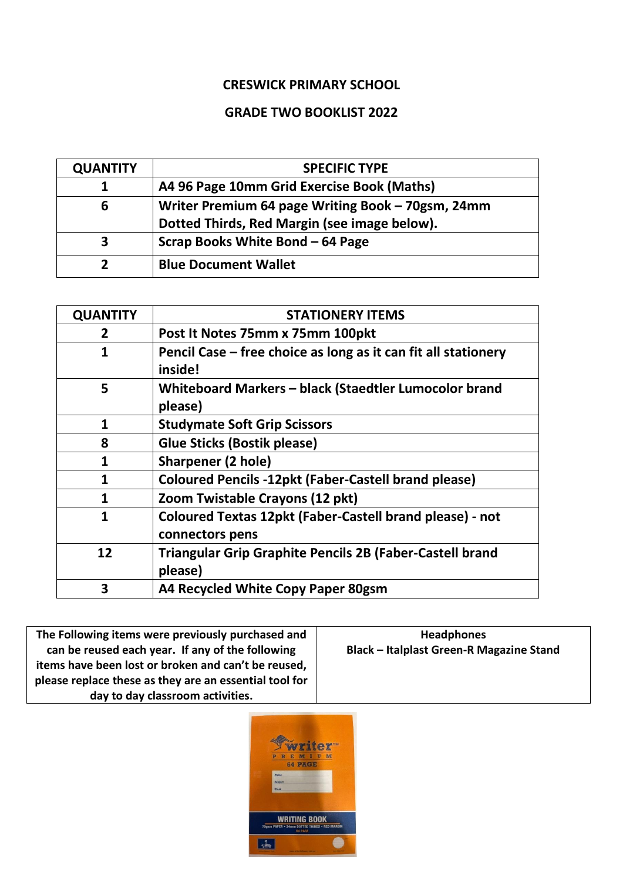# CRESWICK PRIMARY SCHOOL

## GRADE TWO BOOKLIST 2022

| QUANTITY | SPECIFIC TYPE |
| --- | --- |
| 1 | A4 96 Page 10mm Grid Exercise Book (Maths) |
| 6 | Writer Premium 64 page Writing Book – 70gsm, 24mm Dotted Thirds, Red Margin (see image below). |
| 3 | Scrap Books White Bond – 64 Page |
| 2 | Blue Document Wallet |

| QUANTITY | STATIONERY ITEMS |
| --- | --- |
| 2 | Post It Notes 75mm x 75mm 100pkt |
| 1 | Pencil Case – free choice as long as it can fit all stationery inside! |
| 5 | Whiteboard Markers – black (Staedtler Lumocolor brand please) |
| 1 | Studymate Soft Grip Scissors |
| 8 | Glue Sticks (Bostik please) |
| 1 | Sharpener (2 hole) |
| 1 | Coloured Pencils -12pkt (Faber-Castell brand please) |
| 1 | Zoom Twistable Crayons (12 pkt) |
| 1 | Coloured Textas 12pkt (Faber-Castell brand please) - not connectors pens |
| 12 | Triangular Grip Graphite Pencils 2B (Faber-Castell brand please) |
| 3 | A4 Recycled White Copy Paper 80gsm |

| The Following items were previously purchased and can be reused each year. If any of the following items have been lost or broken and can't be reused, please replace these as they are an essential tool for day to day classroom activities. | Headphones<br>Black – Italplast Green-R Magazine Stand |
| --- | --- |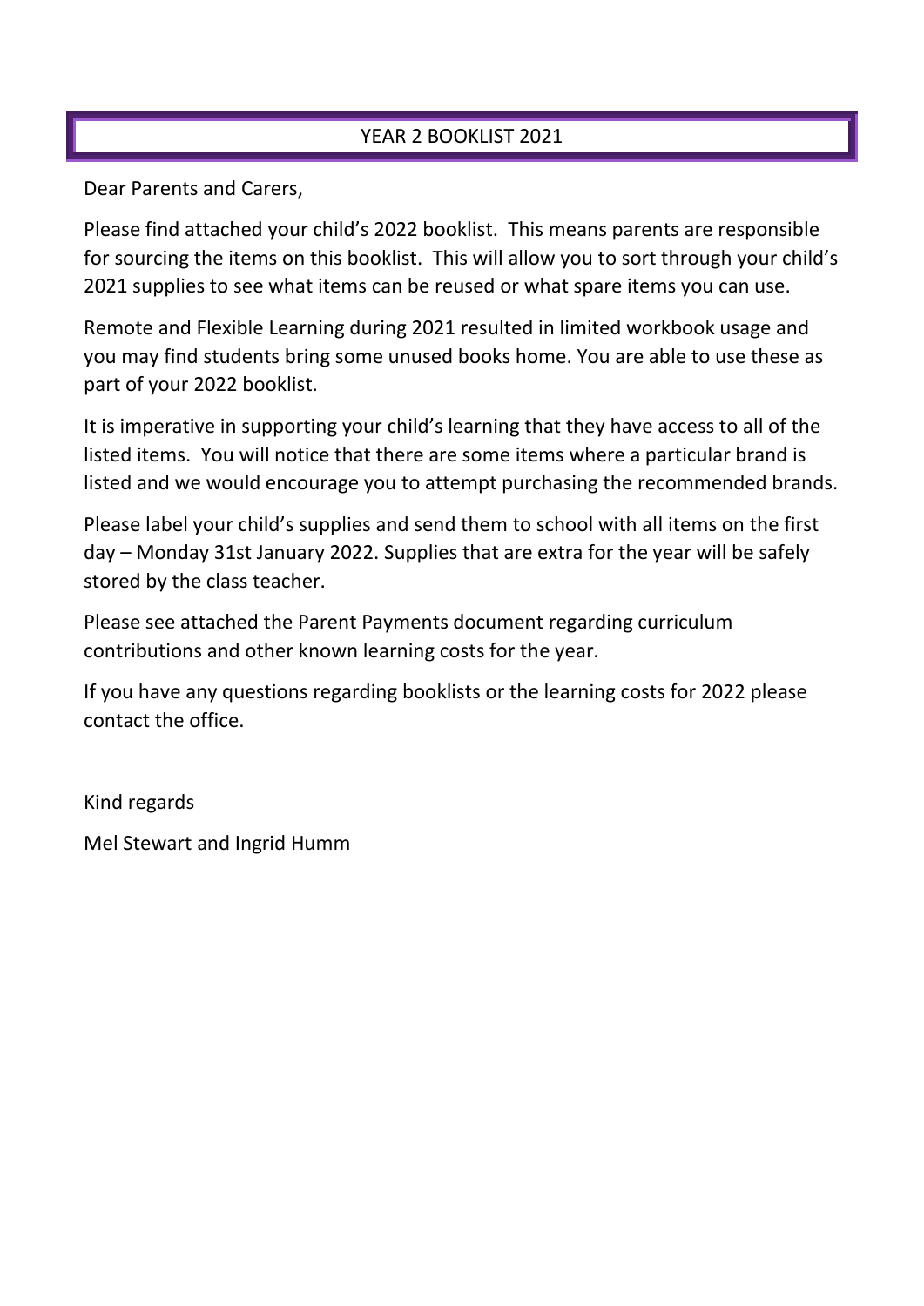# YEAR 2 BOOKLIST 2021

Dear Parents and Carers,

Please find attached your child's 2022 booklist. This means parents are responsible for sourcing the items on this booklist. This will allow you to sort through your child's 2021 supplies to see what items can be reused or what spare items you can use.

Remote and Flexible Learning during 2021 resulted in limited workbook usage and you may find students bring some unused books home. You are able to use these as part of your 2022 booklist.

It is imperative in supporting your child's learning that they have access to all of the listed items. You will notice that there are some items where a particular brand is listed and we would encourage you to attempt purchasing the recommended brands.

Please label your child's supplies and send them to school with all items on the first day – Monday 31st January 2022. Supplies that are extra for the year will be safely stored by the class teacher.

Please see attached the Parent Payments document regarding curriculum contributions and other known learning costs for the year.

If you have any questions regarding booklists or the learning costs for 2022 please contact the office.

Kind regards

Mel Stewart and Ingrid Humm